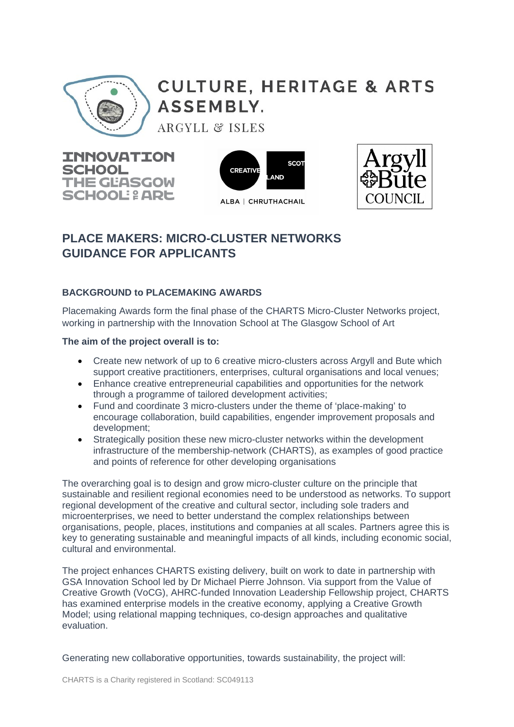CULTURE, HERITAGE & ARTS ASSEMBLY.

ARGYLL & ISLES

INNOVATION SCHOOL THE GLASGOW SCHOOL OF ART

CREATIVE SCOTLAND ALBA | CHRUTHACHAIL

Argyll & Bute COUNCIL

# PLACE MAKERS: MICRO-CLUSTER NETWORKS GUIDANCE FOR APPLICANTS

## BACKGROUND to PLACEMAKING AWARDS

Placemaking Awards form the final phase of the CHARTS Micro-Cluster Networks project, working in partnership with the Innovation School at The Glasgow School of Art

**The aim of the project overall is to:**

- Create new network of up to 6 creative micro-clusters across Argyll and Bute which support creative practitioners, enterprises, cultural organisations and local venues;
- Enhance creative entrepreneurial capabilities and opportunities for the network through a programme of tailored development activities;
- Fund and coordinate 3 micro-clusters under the theme of 'place-making' to encourage collaboration, build capabilities, engender improvement proposals and development;
- Strategically position these new micro-cluster networks within the development infrastructure of the membership-network (CHARTS), as examples of good practice and points of reference for other developing organisations

The overarching goal is to design and grow micro-cluster culture on the principle that sustainable and resilient regional economies need to be understood as networks. To support regional development of the creative and cultural sector, including sole traders and microenterprises, we need to better understand the complex relationships between organisations, people, places, institutions and companies at all scales. Partners agree this is key to generating sustainable and meaningful impacts of all kinds, including economic social, cultural and environmental.

The project enhances CHARTS existing delivery, built on work to date in partnership with GSA Innovation School led by Dr Michael Pierre Johnson. Via support from the Value of Creative Growth (VoCG), AHRC-funded Innovation Leadership Fellowship project, CHARTS has examined enterprise models in the creative economy, applying a Creative Growth Model; using relational mapping techniques, co-design approaches and qualitative evaluation.

Generating new collaborative opportunities, towards sustainability, the project will:

CHARTS is a Charity registered in Scotland: SC049113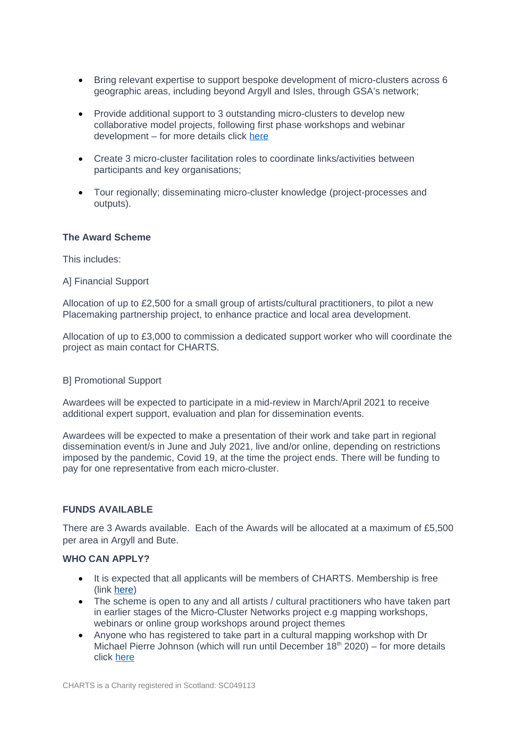- Bring relevant expertise to support bespoke development of micro-clusters across 6 geographic areas, including beyond Argyll and Isles, through GSA's network;
- Provide additional support to 3 outstanding micro-clusters to develop new collaborative model projects, following first phase workshops and webinar development – for more details click here
- Create 3 micro-cluster facilitation roles to coordinate links/activities between participants and key organisations;
- Tour regionally; disseminating micro-cluster knowledge (project-processes and outputs).

**The Award Scheme**

This includes:

A] Financial Support

Allocation of up to £2,500 for a small group of artists/cultural practitioners, to pilot a new Placemaking partnership project, to enhance practice and local area development.

Allocation of up to £3,000 to commission a dedicated support worker who will coordinate the project as main contact for CHARTS.

B] Promotional Support

Awardees will be expected to participate in a mid-review in March/April 2021 to receive additional expert support, evaluation and plan for dissemination events.

Awardees will be expected to make a presentation of their work and take part in regional dissemination event/s in June and July 2021, live and/or online, depending on restrictions imposed by the pandemic, Covid 19, at the time the project ends. There will be funding to pay for one representative from each micro-cluster.

**FUNDS AVAILABLE**

There are 3 Awards available. Each of the Awards will be allocated at a maximum of £5,500 per area in Argyll and Bute.

**WHO CAN APPLY?**

- It is expected that all applicants will be members of CHARTS. Membership is free (link here)
- The scheme is open to any and all artists / cultural practitioners who have taken part in earlier stages of the Micro-Cluster Networks project e.g mapping workshops, webinars or online group workshops around project themes
- Anyone who has registered to take part in a cultural mapping workshop with Dr Michael Pierre Johnson (which will run until December 18th 2020) – for more details click here

CHARTS is a Charity registered in Scotland: SC049113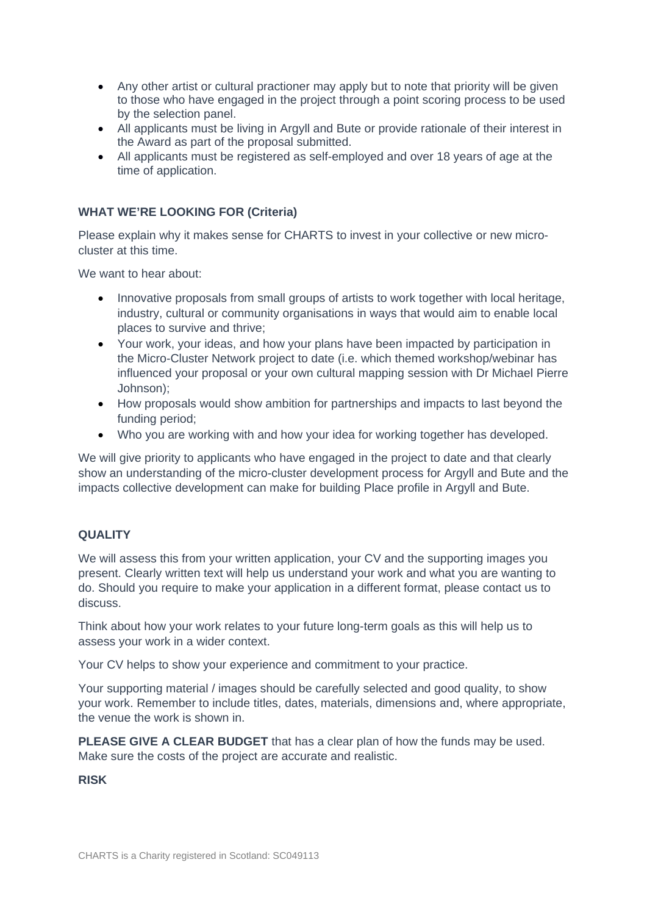- Any other artist or cultural practioner may apply but to note that priority will be given to those who have engaged in the project through a point scoring process to be used by the selection panel.
- All applicants must be living in Argyll and Bute or provide rationale of their interest in the Award as part of the proposal submitted.
- All applicants must be registered as self-employed and over 18 years of age at the time of application.

**WHAT WE'RE LOOKING FOR (Criteria)**

Please explain why it makes sense for CHARTS to invest in your collective or new micro-cluster at this time.

We want to hear about:

- Innovative proposals from small groups of artists to work together with local heritage, industry, cultural or community organisations in ways that would aim to enable local places to survive and thrive;
- Your work, your ideas, and how your plans have been impacted by participation in the Micro-Cluster Network project to date (i.e. which themed workshop/webinar has influenced your proposal or your own cultural mapping session with Dr Michael Pierre Johnson);
- How proposals would show ambition for partnerships and impacts to last beyond the funding period;
- Who you are working with and how your idea for working together has developed.

We will give priority to applicants who have engaged in the project to date and that clearly show an understanding of the micro-cluster development process for Argyll and Bute and the impacts collective development can make for building Place profile in Argyll and Bute.

**QUALITY**

We will assess this from your written application, your CV and the supporting images you present. Clearly written text will help us understand your work and what you are wanting to do. Should you require to make your application in a different format, please contact us to discuss.

Think about how your work relates to your future long-term goals as this will help us to assess your work in a wider context.

Your CV helps to show your experience and commitment to your practice.

Your supporting material / images should be carefully selected and good quality, to show your work. Remember to include titles, dates, materials, dimensions and, where appropriate, the venue the work is shown in.

**PLEASE GIVE A CLEAR BUDGET** that has a clear plan of how the funds may be used. Make sure the costs of the project are accurate and realistic.

**RISK**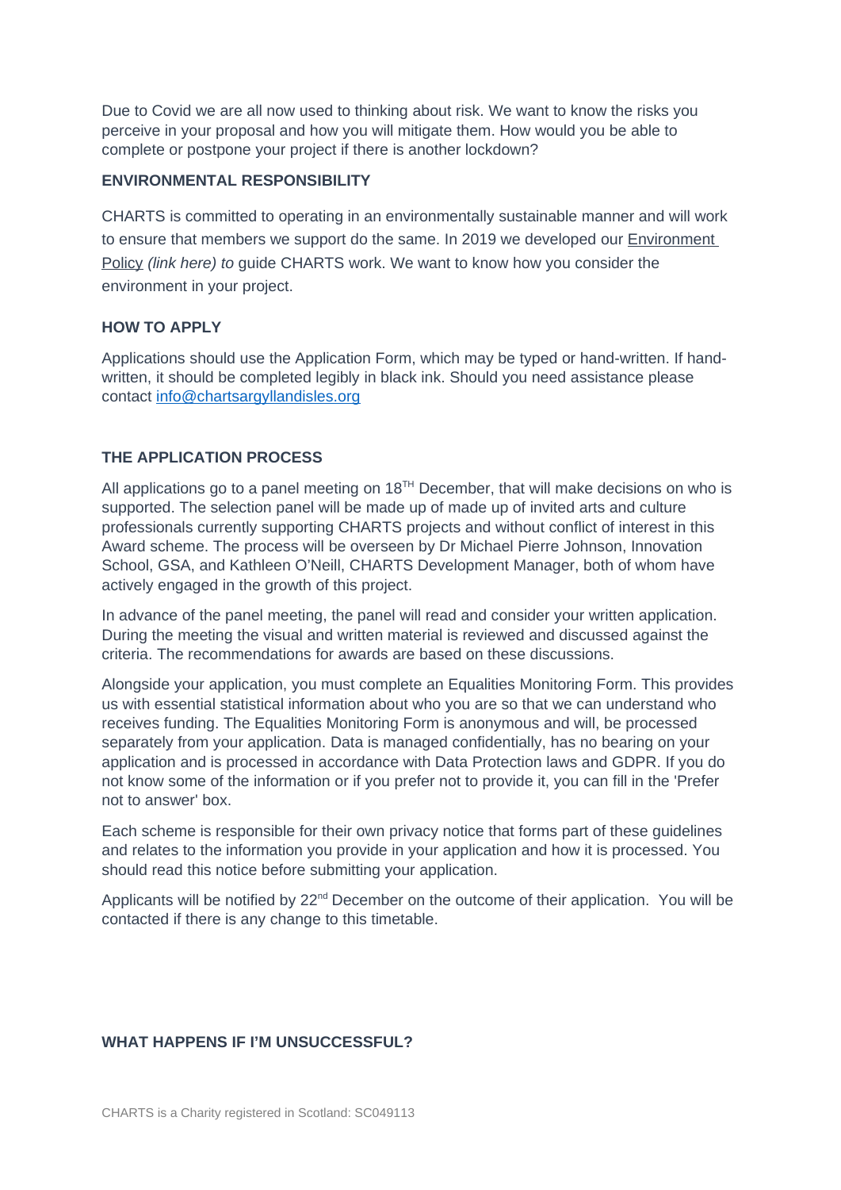Due to Covid we are all now used to thinking about risk. We want to know the risks you perceive in your proposal and how you will mitigate them. How would you be able to complete or postpone your project if there is another lockdown?

**ENVIRONMENTAL RESPONSIBILITY**

CHARTS is committed to operating in an environmentally sustainable manner and will work to ensure that members we support do the same. In 2019 we developed our Environment Policy *(link here) to* guide CHARTS work. We want to know how you consider the environment in your project.

**HOW TO APPLY**

Applications should use the Application Form, which may be typed or hand-written. If hand-written, it should be completed legibly in black ink. Should you need assistance please contact info@chartsargyllandisles.org

**THE APPLICATION PROCESS**

All applications go to a panel meeting on 18TH December, that will make decisions on who is supported. The selection panel will be made up of made up of invited arts and culture professionals currently supporting CHARTS projects and without conflict of interest in this Award scheme. The process will be overseen by Dr Michael Pierre Johnson, Innovation School, GSA, and Kathleen O'Neill, CHARTS Development Manager, both of whom have actively engaged in the growth of this project.

In advance of the panel meeting, the panel will read and consider your written application. During the meeting the visual and written material is reviewed and discussed against the criteria. The recommendations for awards are based on these discussions.

Alongside your application, you must complete an Equalities Monitoring Form. This provides us with essential statistical information about who you are so that we can understand who receives funding. The Equalities Monitoring Form is anonymous and will, be processed separately from your application. Data is managed confidentially, has no bearing on your application and is processed in accordance with Data Protection laws and GDPR. If you do not know some of the information or if you prefer not to provide it, you can fill in the 'Prefer not to answer' box.

Each scheme is responsible for their own privacy notice that forms part of these guidelines and relates to the information you provide in your application and how it is processed. You should read this notice before submitting your application.

Applicants will be notified by 22nd December on the outcome of their application. You will be contacted if there is any change to this timetable.

**WHAT HAPPENS IF I'M UNSUCCESSFUL?**

CHARTS is a Charity registered in Scotland: SC049113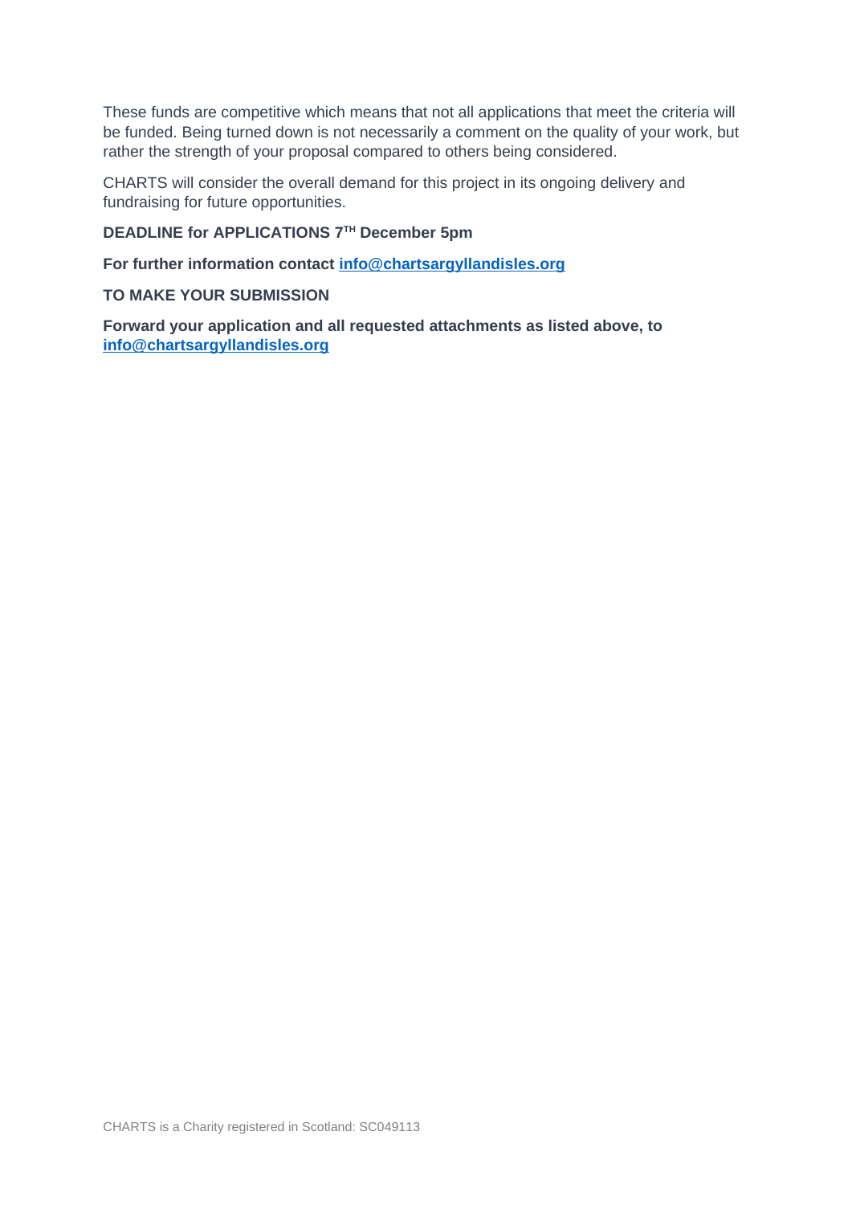These funds are competitive which means that not all applications that meet the criteria will be funded. Being turned down is not necessarily a comment on the quality of your work, but rather the strength of your proposal compared to others being considered.

CHARTS will consider the overall demand for this project in its ongoing delivery and fundraising for future opportunities.

**DEADLINE for APPLICATIONS 7TH December 5pm**

**For further information contact info@chartsargyllandisles.org**

**TO MAKE YOUR SUBMISSION**

**Forward your application and all requested attachments as listed above, to info@chartsargyllandisles.org**

CHARTS is a Charity registered in Scotland: SC049113